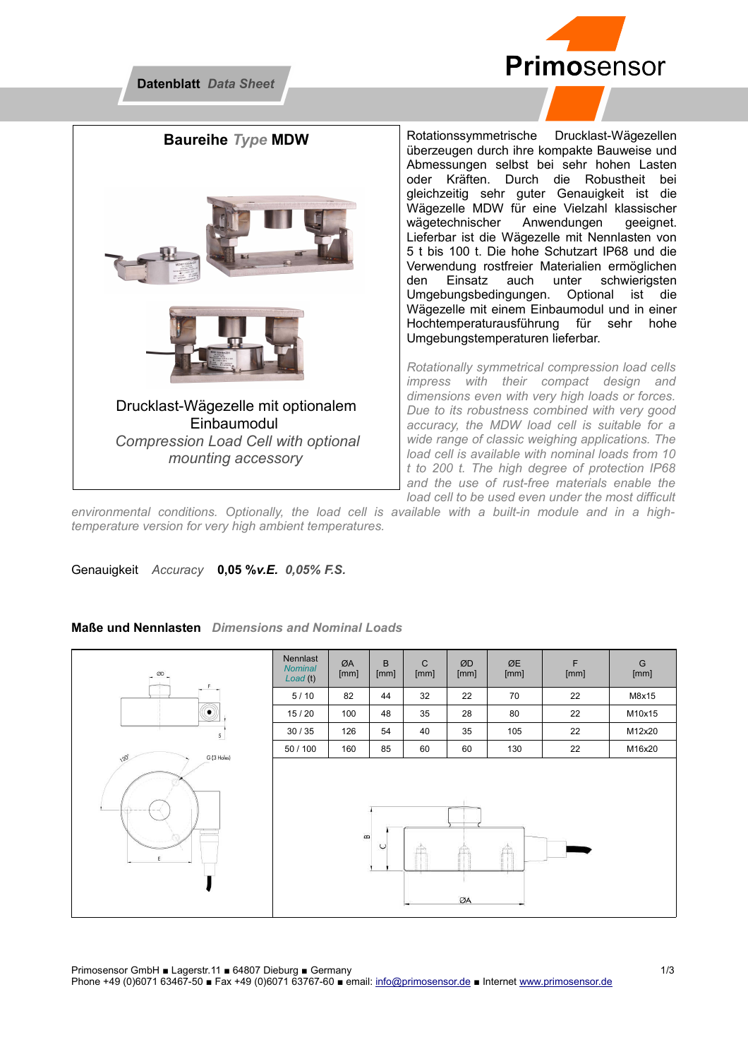**Datenblatt** *Data Sheet*

# Baureihe *Type* MDW

Drucklast-Wägezelle mit optionalem Einbaumodul
*Compression Load Cell with optional mounting accessory*

Rotationssymmetrische Drucklast-Wägezellen überzeugen durch ihre kompakte Bauweise und Abmessungen selbst bei sehr hohen Lasten oder Kräften. Durch die Robustheit bei gleichzeitig sehr guter Genauigkeit ist die Wägezelle MDW für eine Vielzahl klassischer wägetechnischer Anwendungen geeignet. Lieferbar ist die Wägezelle mit Nennlasten von 5 t bis 100 t. Die hohe Schutzart IP68 und die Verwendung rostfreier Materialien ermöglichen den Einsatz auch unter schwierigsten Umgebungsbedingungen. Optional ist die Wägezelle mit einem Einbaumodul und in einer Hochtemperaturausführung für sehr hohe Umgebungstemperaturen lieferbar.

*Rotationally symmetrical compression load cells impress with their compact design and dimensions even with very high loads or forces. Due to its robustness combined with very good accuracy, the MDW load cell is suitable for a wide range of classic weighing applications. The load cell is available with nominal loads from 10 t to 200 t. The high degree of protection IP68 and the use of rust-free materials enable the load cell to be used even under the most difficult environmental conditions. Optionally, the load cell is available with a built-in module and in a high-temperature version for very high ambient temperatures.*

Genauigkeit *Accuracy* **0,05 %*v.E.* *0,05% F.S.***

## Maße und Nennlasten *Dimensions and Nominal Loads*

| Nennlast *Nominal Load* (t) | ØA [mm] | B [mm] | C [mm] | ØD [mm] | ØE [mm] | F [mm] | G [mm] |
|---|---|---|---|---|---|---|---|
| 5 / 10 | 82 | 44 | 32 | 22 | 70 | 22 | M8x15 |
| 15 / 20 | 100 | 48 | 35 | 28 | 80 | 22 | M10x15 |
| 30 / 35 | 126 | 54 | 40 | 35 | 105 | 22 | M12x20 |
| 50 / 100 | 160 | 85 | 60 | 60 | 130 | 22 | M16x20 |

Primosensor GmbH ■ Lagerstr.11 ■ 64807 Dieburg ■ Germany
Phone +49 (0)6071 63467-50 ■ Fax +49 (0)6071 63767-60 ■ email: info@primosensor.de ■ Internet www.primosensor.de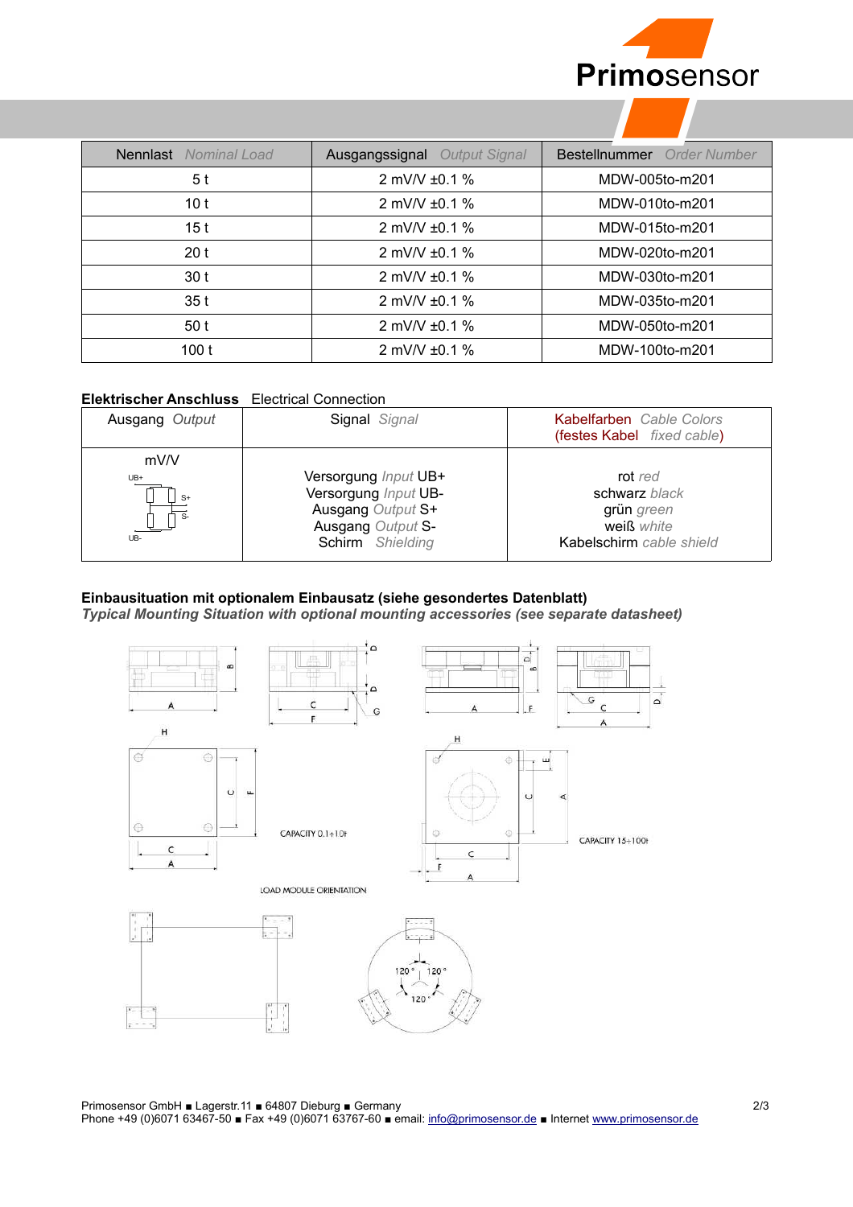| Nennlast *Nominal Load* | Ausgangssignal *Output Signal* | Bestellnummer *Order Number* |
|---|---|---|
| 5 t | 2 mV/V ±0.1 % | MDW-005to-m201 |
| 10 t | 2 mV/V ±0.1 % | MDW-010to-m201 |
| 15 t | 2 mV/V ±0.1 % | MDW-015to-m201 |
| 20 t | 2 mV/V ±0.1 % | MDW-020to-m201 |
| 30 t | 2 mV/V ±0.1 % | MDW-030to-m201 |
| 35 t | 2 mV/V ±0.1 % | MDW-035to-m201 |
| 50 t | 2 mV/V ±0.1 % | MDW-050to-m201 |
| 100 t | 2 mV/V ±0.1 % | MDW-100to-m201 |

**Elektrischer Anschluss** Electrical Connection

| Ausgang *Output* | Signal *Signal* | Kabelfarben *Cable Colors* (festes Kabel *fixed cable*) |
|---|---|---|
| mV/V | Versorgung *Input* UB+<br>Versorgung *Input* UB-<br>Ausgang *Output* S+<br>Ausgang *Output* S-<br>Schirm *Shielding* | rot *red*<br>schwarz *black*<br>grün *green*<br>weiß *white*<br>Kabelschirm *cable shield* |

**Einbausituation mit optionalem Einbausatz (siehe gesondertes Datenblatt)**

***Typical Mounting Situation with optional mounting accessories (see separate datasheet)***

CAPACITY 0.1÷10t

CAPACITY 15÷100t

LOAD MODULE ORIENTATION

Primosensor GmbH ■ Lagerstr.11 ■ 64807 Dieburg ■ Germany
Phone +49 (0)6071 63467-50 ■ Fax +49 (0)6071 63767-60 ■ email: info@primosensor.de ■ Internet www.primosensor.de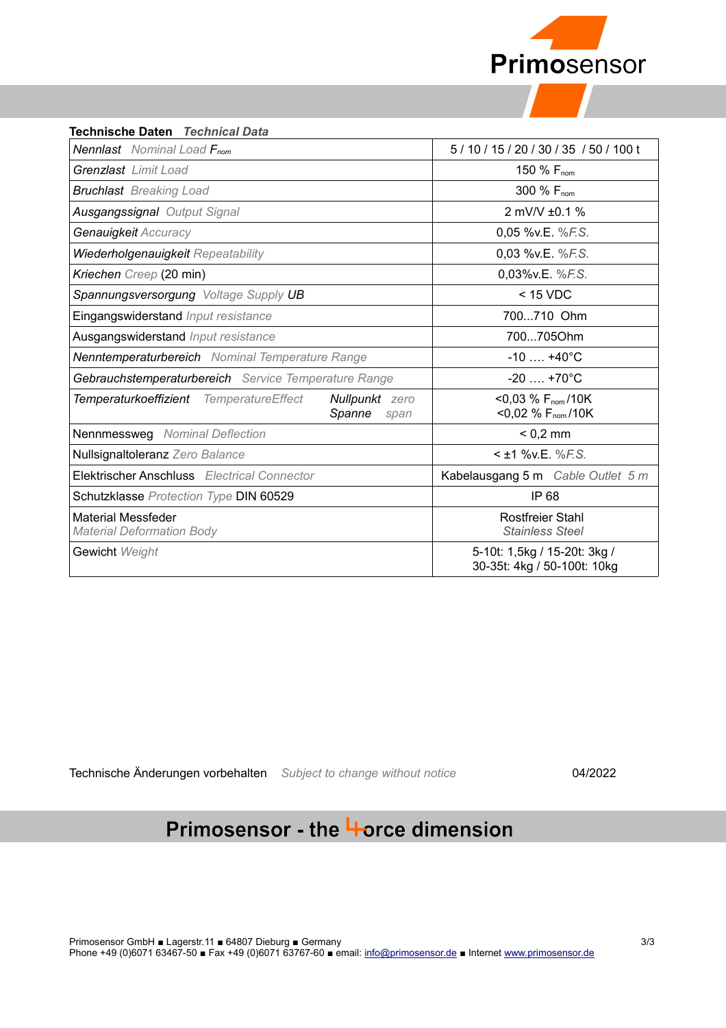**Technische Daten** ***Technical Data***

| | |
|---|---|
| *Nennlast* *Nominal Load* $F_{nom}$ | 5 / 10 / 15 / 20 / 30 / 35 / 50 / 100 t |
| *Grenzlast* *Limit Load* | 150 % $F_{nom}$ |
| *Bruchlast* *Breaking Load* | 300 % $F_{nom}$ |
| *Ausgangssignal* *Output Signal* | 2 mV/V ±0.1 % |
| *Genauigkeit* *Accuracy* | 0,05 %v.E. *%F.S.* |
| *Wiederholgenauigkeit* *Repeatability* | 0,03 %v.E. *%F.S.* |
| *Kriechen* *Creep* (20 min) | 0,03%v.E. *%F.S.* |
| *Spannungsversorgung* *Voltage Supply UB* | < 15 VDC |
| Eingangswiderstand *Input resistance* | 700...710 Ohm |
| Ausgangswiderstand *Input resistance* | 700...705Ohm |
| *Nenntemperaturbereich* *Nominal Temperature Range* | -10 …. +40°C |
| *Gebrauchstemperaturbereich* *Service Temperature Range* | -20 …. +70°C |
| *Temperaturkoeffizient* *TemperatureEffect* *Nullpunkt* *zero* / *Spanne* *span* | <0,03 % $F_{nom}$/10K<br><0,02 % $F_{nom}$/10K |
| Nennmessweg *Nominal Deflection* | < 0,2 mm |
| Nullsignaltoleranz *Zero Balance* | < ±1 %v.E. *%F.S.* |
| Elektrischer Anschluss *Electrical Connector* | Kabelausgang 5 m *Cable Outlet 5 m* |
| Schutzklasse *Protection Type* DIN 60529 | IP 68 |
| Material Messfeder<br>*Material Deformation Body* | Rostfreier Stahl<br>*Stainless Steel* |
| Gewicht *Weight* | 5-10t: 1,5kg / 15-20t: 3kg /<br>30-35t: 4kg / 50-100t: 10kg |

Technische Änderungen vorbehalten *Subject to change without notice* 04/2022

**Primosensor - the Force dimension**

Primosensor GmbH ■ Lagerstr.11 ■ 64807 Dieburg ■ Germany
Phone +49 (0)6071 63467-50 ■ Fax +49 (0)6071 63767-60 ■ email: info@primosensor.de ■ Internet www.primosensor.de